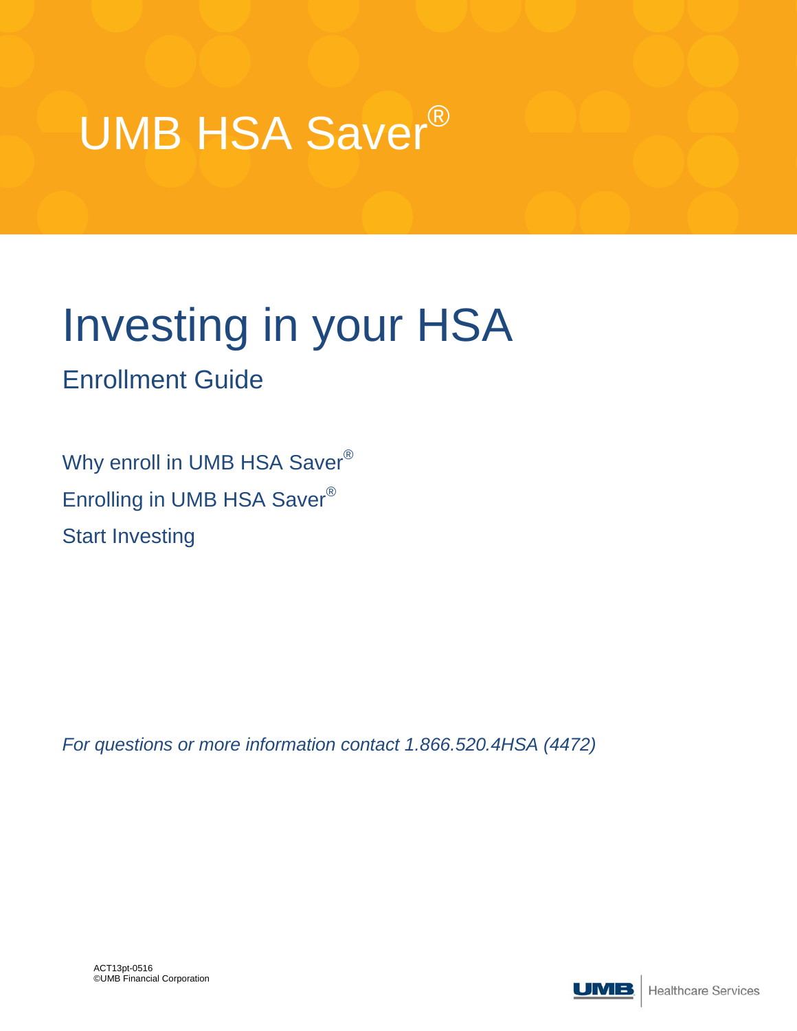# UMB HSA Saver®

## Investing in your HSA

### Enrollment Guide

Why enroll in UMB HSA Saver®

Enrolling in UMB HSA Saver®

Start Investing

*For questions or more information contact 1.866.520.4HSA (4472)*

ACT13pt-0516
©UMB Financial Corporation

UMB | Healthcare Services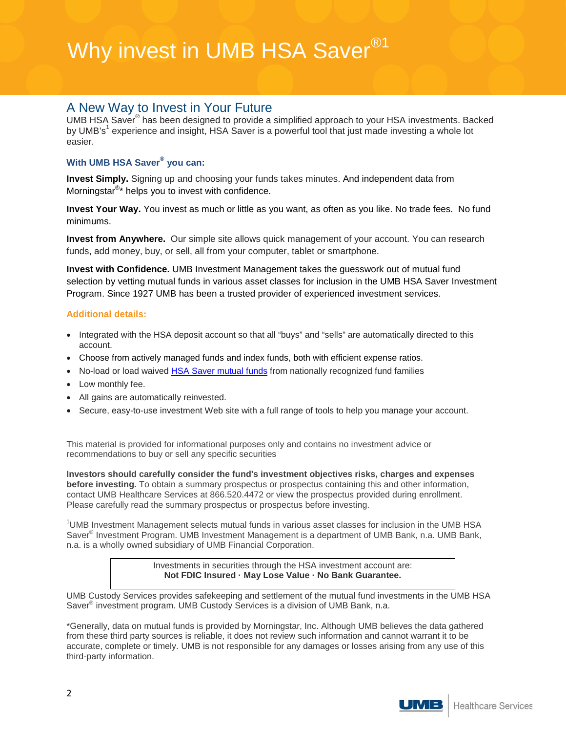# Why invest in UMB HSA Saver®[1]

## A New Way to Invest in Your Future

UMB HSA Saver® has been designed to provide a simplified approach to your HSA investments. Backed by UMB's[1] experience and insight, HSA Saver is a powerful tool that just made investing a whole lot easier.

### With UMB HSA Saver® you can:

**Invest Simply.** Signing up and choosing your funds takes minutes. And independent data from Morningstar®* helps you to invest with confidence.

**Invest Your Way.** You invest as much or little as you want, as often as you like. No trade fees. No fund minimums.

**Invest from Anywhere.** Our simple site allows quick management of your account. You can research funds, add money, buy, or sell, all from your computer, tablet or smartphone.

**Invest with Confidence.** UMB Investment Management takes the guesswork out of mutual fund selection by vetting mutual funds in various asset classes for inclusion in the UMB HSA Saver Investment Program. Since 1927 UMB has been a trusted provider of experienced investment services.

### Additional details:

- Integrated with the HSA deposit account so that all "buys" and "sells" are automatically directed to this account.
- Choose from actively managed funds and index funds, both with efficient expense ratios.
- No-load or load waived HSA Saver mutual funds from nationally recognized fund families
- Low monthly fee.
- All gains are automatically reinvested.
- Secure, easy-to-use investment Web site with a full range of tools to help you manage your account.

This material is provided for informational purposes only and contains no investment advice or recommendations to buy or sell any specific securities

**Investors should carefully consider the fund's investment objectives risks, charges and expenses before investing.** To obtain a summary prospectus or prospectus containing this and other information, contact UMB Healthcare Services at 866.520.4472 or view the prospectus provided during enrollment. Please carefully read the summary prospectus or prospectus before investing.

[1]UMB Investment Management selects mutual funds in various asset classes for inclusion in the UMB HSA Saver® Investment Program. UMB Investment Management is a department of UMB Bank, n.a. UMB Bank, n.a. is a wholly owned subsidiary of UMB Financial Corporation.

Investments in securities through the HSA investment account are:
**Not FDIC Insured · May Lose Value · No Bank Guarantee.**

UMB Custody Services provides safekeeping and settlement of the mutual fund investments in the UMB HSA Saver® investment program. UMB Custody Services is a division of UMB Bank, n.a.

*Generally, data on mutual funds is provided by Morningstar, Inc. Although UMB believes the data gathered from these third party sources is reliable, it does not review such information and cannot warrant it to be accurate, complete or timely. UMB is not responsible for any damages or losses arising from any use of this third-party information.

UMB | Healthcare Services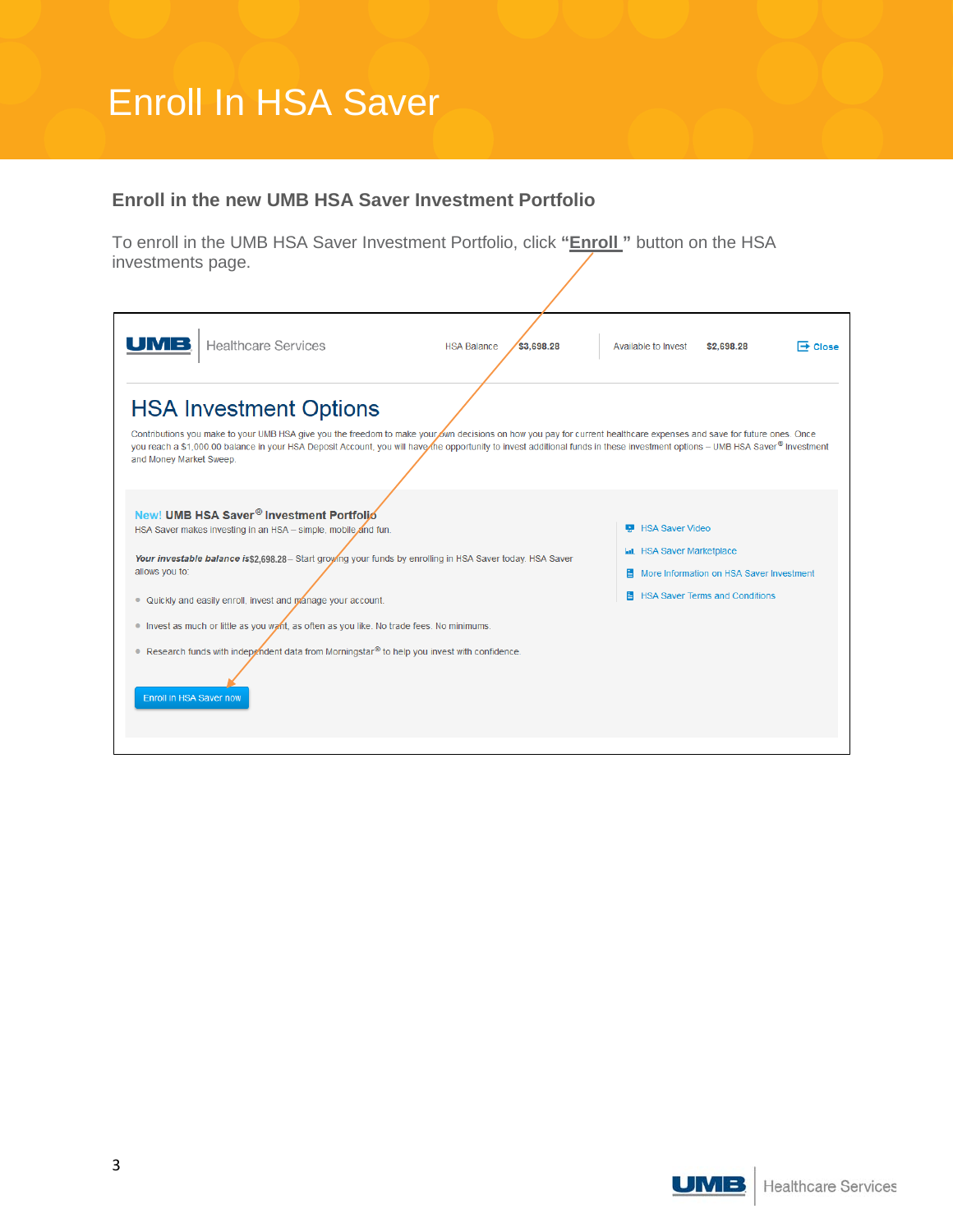# Enroll In HSA Saver

## Enroll in the new UMB HSA Saver Investment Portfolio

To enroll in the UMB HSA Saver Investment Portfolio, click **"Enroll "** button on the HSA investments page.

UMB | Healthcare Services    HSA Balance $3,698.28    Available to Invest $2,698.28    Close

### HSA Investment Options

Contributions you make to your UMB HSA give you the freedom to make your own decisions on how you pay for current healthcare expenses and save for future ones. Once you reach a $1,000.00 balance in your HSA Deposit Account, you will have the opportunity to invest additional funds in these investment options – UMB HSA Saver® Investment and Money Market Sweep.

**New! UMB HSA Saver® Investment Portfolio**

HSA Saver makes investing in an HSA – simple, mobile and fun.

***Your investable balance is*** **$2,698.28** – Start growing your funds by enrolling in HSA Saver today. HSA Saver allows you to:

- Quickly and easily enroll, invest and manage your account.
- Invest as much or little as you want, as often as you like. No trade fees. No minimums.
- Research funds with independent data from Morningstar® to help you invest with confidence.

Enroll in HSA Saver now

- HSA Saver Video
- HSA Saver Marketplace
- More Information on HSA Saver Investment
- HSA Saver Terms and Conditions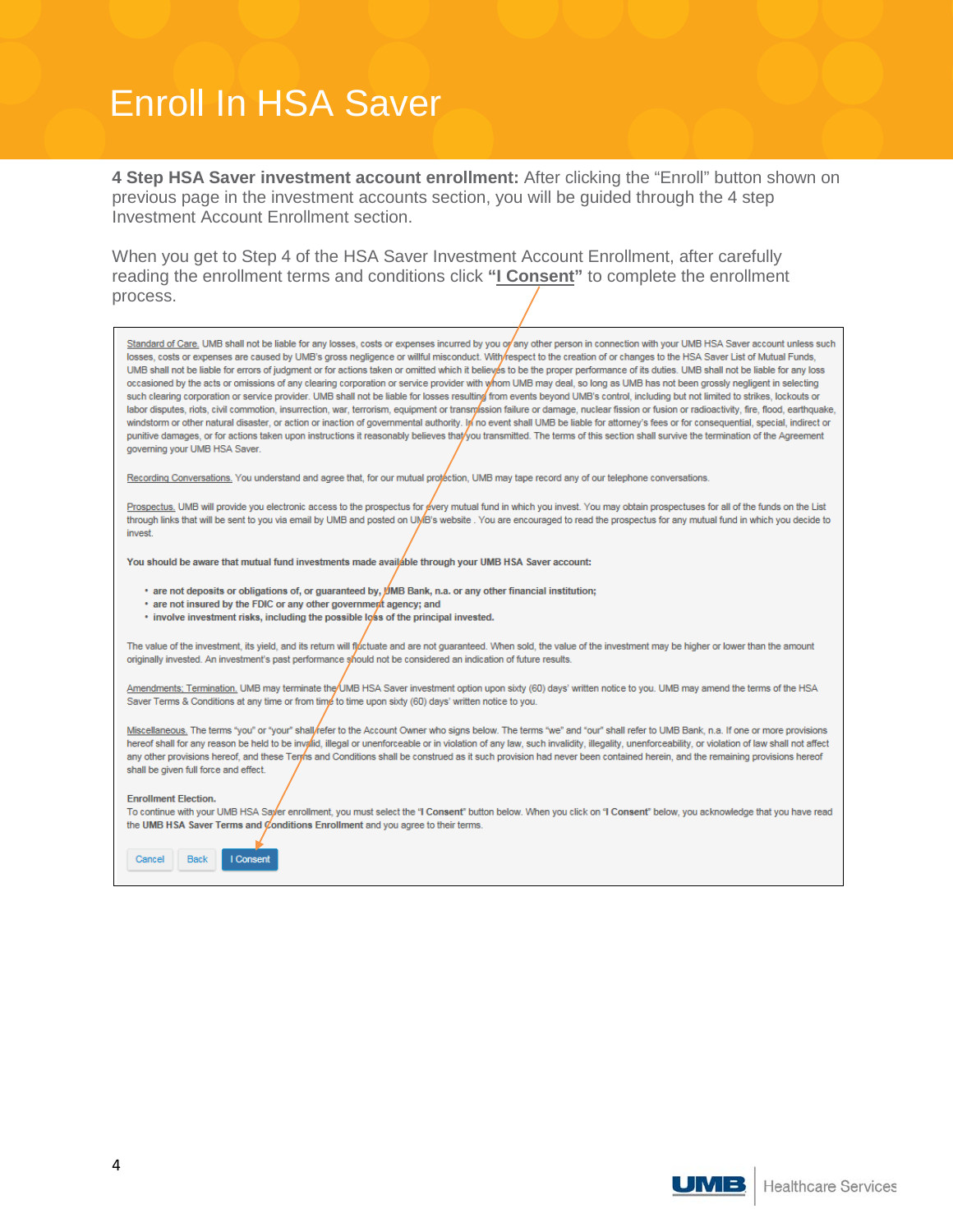# Enroll In HSA Saver

**4 Step HSA Saver investment account enrollment:** After clicking the "Enroll" button shown on previous page in the investment accounts section, you will be guided through the 4 step Investment Account Enrollment section.

When you get to Step 4 of the HSA Saver Investment Account Enrollment, after carefully reading the enrollment terms and conditions click **"I Consent"** to complete the enrollment process.

Standard of Care. UMB shall not be liable for any losses, costs or expenses incurred by you or any other person in connection with your UMB HSA Saver account unless such losses, costs or expenses are caused by UMB's gross negligence or willful misconduct. With respect to the creation of or changes to the HSA Saver List of Mutual Funds, UMB shall not be liable for errors of judgment or for actions taken or omitted which it believes to be the proper performance of its duties. UMB shall not be liable for any loss occasioned by the acts or omissions of any clearing corporation or service provider with whom UMB may deal, so long as UMB has not been grossly negligent in selecting such clearing corporation or service provider. UMB shall not be liable for losses resulting from events beyond UMB's control, including but not limited to strikes, lockouts or labor disputes, riots, civil commotion, insurrection, war, terrorism, equipment or transmission failure or damage, nuclear fission or fusion or radioactivity, fire, flood, earthquake, windstorm or other natural disaster, or action or inaction of governmental authority. In no event shall UMB be liable for attorney's fees or for consequential, special, indirect or punitive damages, or for actions taken upon instructions it reasonably believes that you transmitted. The terms of this section shall survive the termination of the Agreement governing your UMB HSA Saver.

Recording Conversations. You understand and agree that, for our mutual protection, UMB may tape record any of our telephone conversations.

Prospectus. UMB will provide you electronic access to the prospectus for every mutual fund in which you invest. You may obtain prospectuses for all of the funds on the List through links that will be sent to you via email by UMB and posted on UMB's website . You are encouraged to read the prospectus for any mutual fund in which you decide to invest.

**You should be aware that mutual fund investments made available through your UMB HSA Saver account:**

- **are not deposits or obligations of, or guaranteed by, UMB Bank, n.a. or any other financial institution;**
- **are not insured by the FDIC or any other government agency; and**
- **involve investment risks, including the possible loss of the principal invested.**

The value of the investment, its yield, and its return will fluctuate and are not guaranteed. When sold, the value of the investment may be higher or lower than the amount originally invested. An investment's past performance should not be considered an indication of future results.

Amendments; Termination. UMB may terminate the UMB HSA Saver investment option upon sixty (60) days' written notice to you. UMB may amend the terms of the HSA Saver Terms & Conditions at any time or from time to time upon sixty (60) days' written notice to you.

Miscellaneous. The terms "you" or "your" shall refer to the Account Owner who signs below. The terms "we" and "our" shall refer to UMB Bank, n.a. If one or more provisions hereof shall for any reason be held to be invalid, illegal or unenforceable or in violation of any law, such invalidity, illegality, unenforceability, or violation of law shall not affect any other provisions hereof, and these Terms and Conditions shall be construed as it such provision had never been contained herein, and the remaining provisions hereof shall be given full force and effect.

**Enrollment Election.**
To continue with your UMB HSA Saver enrollment, you must select the "**I Consent**" button below. When you click on "**I Consent**" below, you acknowledge that you have read the **UMB HSA Saver Terms and Conditions Enrollment** and you agree to their terms.

Cancel | Back | I Consent

UMB Healthcare Services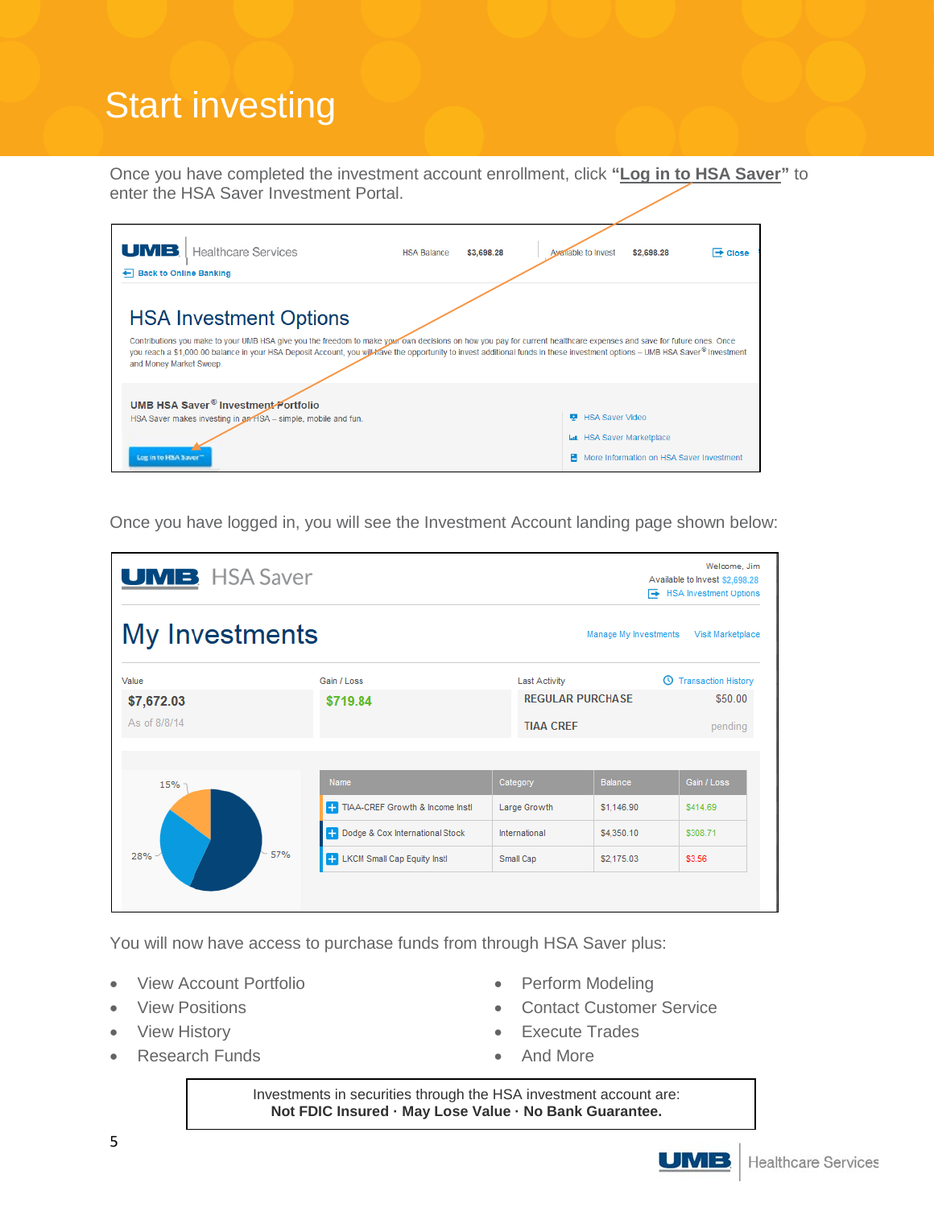# Start investing

Once you have completed the investment account enrollment, click **"Log in to HSA Saver"** to enter the HSA Saver Investment Portal.

UMB Healthcare Services

Back to Online Banking

HSA Balance $3,698.28 | Available to Invest $2,698.28 | Close

## HSA Investment Options

Contributions you make to your UMB HSA give you the freedom to make your own decisions on how you pay for current healthcare expenses and save for future ones. Once you reach a $1,000.00 balance in your HSA Deposit Account, you will have the opportunity to invest additional funds in these investment options – UMB HSA Saver® Investment and Money Market Sweep.

**UMB HSA Saver® Investment Portfolio**

HSA Saver makes investing in an HSA – simple, mobile and fun.

Log in to HSA Saver

- HSA Saver Video
- HSA Saver Marketplace
- More Information on HSA Saver Investment

Once you have logged in, you will see the Investment Account landing page shown below:

UMB HSA Saver

Welcome, Jim

Available to Invest $2,698.28

HSA Investment Options

## My Investments

Manage My Investments | Visit Marketplace

Value: **$7,672.03** As of 8/8/14

Gain / Loss: **$719.84**

Last Activity: REGULAR PURCHASE $50.00 — TIA CREF pending

Transaction History

15%

28%

57%

| Name | Category | Balance | Gain / Loss |
|---|---|---|---|
| TIAA-CREF Growth & Income Instl | Large Growth | $1,146.90 | $414.69 |
| Dodge & Cox International Stock | International | $4,350.10 | $308.71 |
| LKCM Small Cap Equity Instl | Small Cap | $2,175.03 | $3.56 |

You will now have access to purchase funds from through HSA Saver plus:

- View Account Portfolio
- View Positions
- View History
- Research Funds
- Perform Modeling
- Contact Customer Service
- Execute Trades
- And More

Investments in securities through the HSA investment account are:
**Not FDIC Insured · May Lose Value · No Bank Guarantee.**